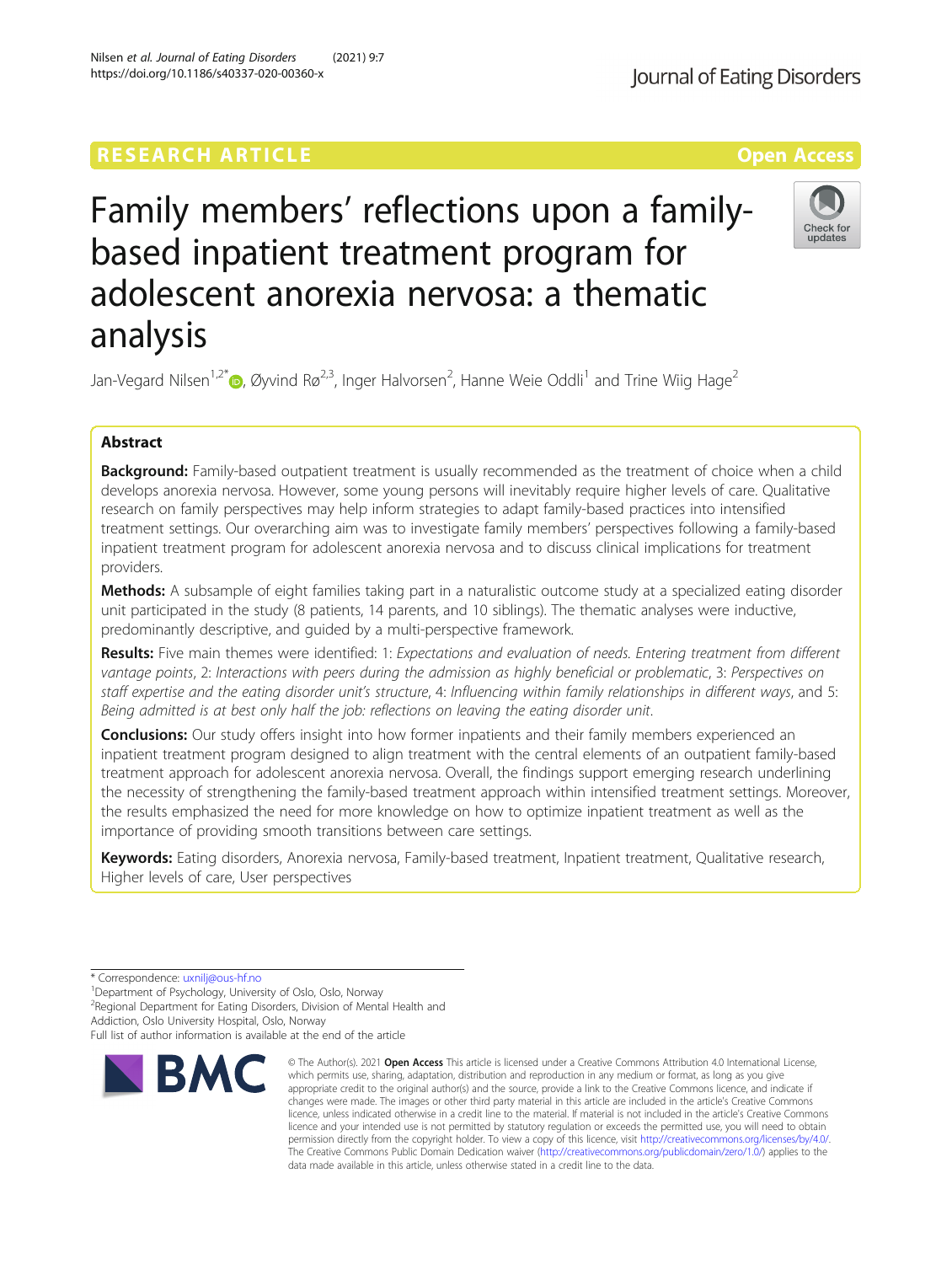RESEARCH ARTICLE

Open Access

# Family members' reflections upon a family-based inpatient treatment program for adolescent anorexia nervosa: a thematic analysis

Jan-Vegard Nilsen[1,2*], Øyvind Rø[2,3], Inger Halvorsen[2], Hanne Weie Oddli[1] and Trine Wiig Hage[2]

## Abstract

**Background:** Family-based outpatient treatment is usually recommended as the treatment of choice when a child develops anorexia nervosa. However, some young persons will inevitably require higher levels of care. Qualitative research on family perspectives may help inform strategies to adapt family-based practices into intensified treatment settings. Our overarching aim was to investigate family members' perspectives following a family-based inpatient treatment program for adolescent anorexia nervosa and to discuss clinical implications for treatment providers.

**Methods:** A subsample of eight families taking part in a naturalistic outcome study at a specialized eating disorder unit participated in the study (8 patients, 14 parents, and 10 siblings). The thematic analyses were inductive, predominantly descriptive, and guided by a multi-perspective framework.

**Results:** Five main themes were identified: 1: *Expectations and evaluation of needs. Entering treatment from different vantage points*, 2: *Interactions with peers during the admission as highly beneficial or problematic*, 3: *Perspectives on staff expertise and the eating disorder unit's structure*, 4: *Influencing within family relationships in different ways*, and 5: *Being admitted is at best only half the job: reflections on leaving the eating disorder unit*.

**Conclusions:** Our study offers insight into how former inpatients and their family members experienced an inpatient treatment program designed to align treatment with the central elements of an outpatient family-based treatment approach for adolescent anorexia nervosa. Overall, the findings support emerging research underlining the necessity of strengthening the family-based treatment approach within intensified treatment settings. Moreover, the results emphasized the need for more knowledge on how to optimize inpatient treatment as well as the importance of providing smooth transitions between care settings.

**Keywords:** Eating disorders, Anorexia nervosa, Family-based treatment, Inpatient treatment, Qualitative research, Higher levels of care, User perspectives

---

* Correspondence: uxnilj@ous-hf.no

[1]Department of Psychology, University of Oslo, Oslo, Norway

[2]Regional Department for Eating Disorders, Division of Mental Health and Addiction, Oslo University Hospital, Oslo, Norway

Full list of author information is available at the end of the article

© The Author(s). 2021 **Open Access** This article is licensed under a Creative Commons Attribution 4.0 International License, which permits use, sharing, adaptation, distribution and reproduction in any medium or format, as long as you give appropriate credit to the original author(s) and the source, provide a link to the Creative Commons licence, and indicate if changes were made. The images or other third party material in this article are included in the article's Creative Commons licence, unless indicated otherwise in a credit line to the material. If material is not included in the article's Creative Commons licence and your intended use is not permitted by statutory regulation or exceeds the permitted use, you will need to obtain permission directly from the copyright holder. To view a copy of this licence, visit http://creativecommons.org/licenses/by/4.0/. The Creative Commons Public Domain Dedication waiver (http://creativecommons.org/publicdomain/zero/1.0/) applies to the data made available in this article, unless otherwise stated in a credit line to the data.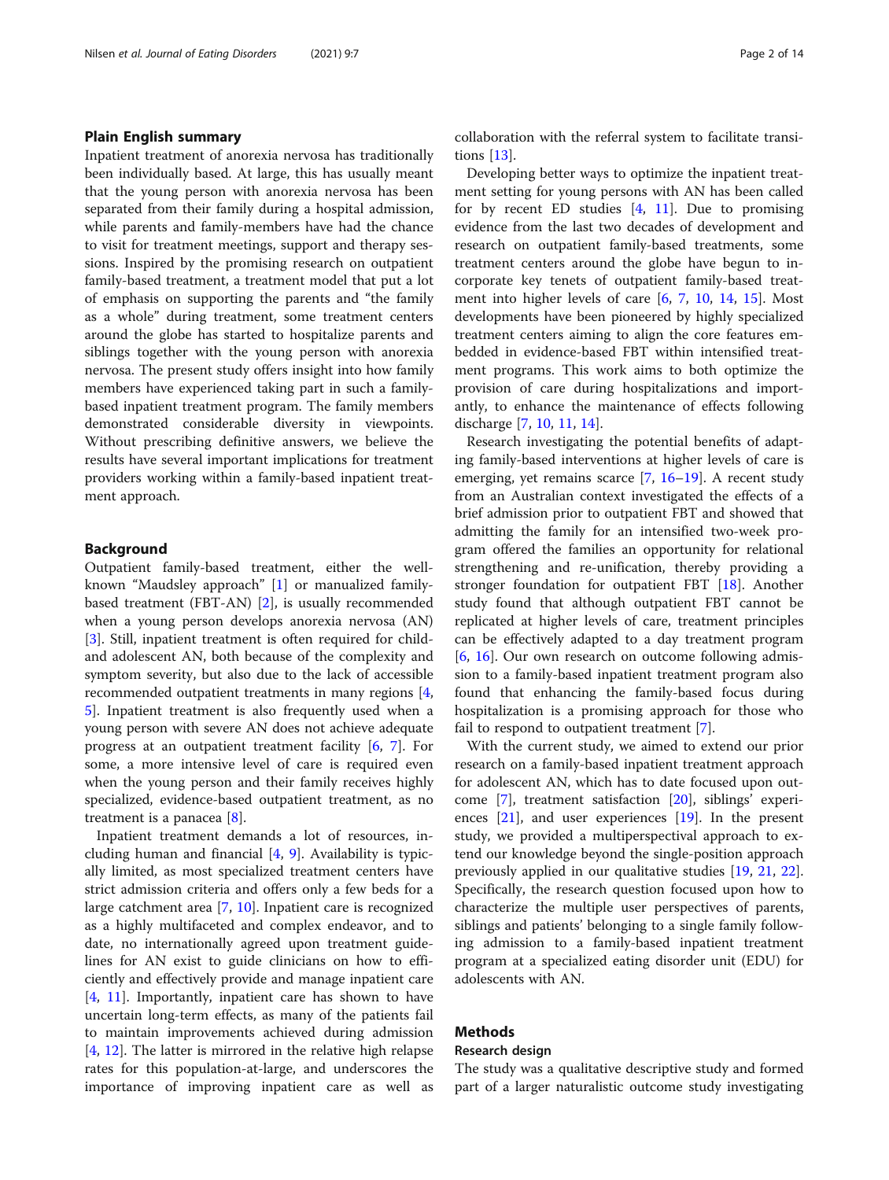## Plain English summary

Inpatient treatment of anorexia nervosa has traditionally been individually based. At large, this has usually meant that the young person with anorexia nervosa has been separated from their family during a hospital admission, while parents and family-members have had the chance to visit for treatment meetings, support and therapy sessions. Inspired by the promising research on outpatient family-based treatment, a treatment model that put a lot of emphasis on supporting the parents and "the family as a whole" during treatment, some treatment centers around the globe has started to hospitalize parents and siblings together with the young person with anorexia nervosa. The present study offers insight into how family members have experienced taking part in such a family-based inpatient treatment program. The family members demonstrated considerable diversity in viewpoints. Without prescribing definitive answers, we believe the results have several important implications for treatment providers working within a family-based inpatient treatment approach.

## Background

Outpatient family-based treatment, either the well-known "Maudsley approach" [1] or manualized family-based treatment (FBT-AN) [2], is usually recommended when a young person develops anorexia nervosa (AN) [3]. Still, inpatient treatment is often required for child- and adolescent AN, both because of the complexity and symptom severity, but also due to the lack of accessible recommended outpatient treatments in many regions [4, 5]. Inpatient treatment is also frequently used when a young person with severe AN does not achieve adequate progress at an outpatient treatment facility [6, 7]. For some, a more intensive level of care is required even when the young person and their family receives highly specialized, evidence-based outpatient treatment, as no treatment is a panacea [8].

Inpatient treatment demands a lot of resources, including human and financial [4, 9]. Availability is typically limited, as most specialized treatment centers have strict admission criteria and offers only a few beds for a large catchment area [7, 10]. Inpatient care is recognized as a highly multifaceted and complex endeavor, and to date, no internationally agreed upon treatment guidelines for AN exist to guide clinicians on how to efficiently and effectively provide and manage inpatient care [4, 11]. Importantly, inpatient care has shown to have uncertain long-term effects, as many of the patients fail to maintain improvements achieved during admission [4, 12]. The latter is mirrored in the relative high relapse rates for this population-at-large, and underscores the importance of improving inpatient care as well as collaboration with the referral system to facilitate transitions [13].

Developing better ways to optimize the inpatient treatment setting for young persons with AN has been called for by recent ED studies [4, 11]. Due to promising evidence from the last two decades of development and research on outpatient family-based treatments, some treatment centers around the globe have begun to incorporate key tenets of outpatient family-based treatment into higher levels of care [6, 7, 10, 14, 15]. Most developments have been pioneered by highly specialized treatment centers aiming to align the core features embedded in evidence-based FBT within intensified treatment programs. This work aims to both optimize the provision of care during hospitalizations and importantly, to enhance the maintenance of effects following discharge [7, 10, 11, 14].

Research investigating the potential benefits of adapting family-based interventions at higher levels of care is emerging, yet remains scarce [7, 16–19]. A recent study from an Australian context investigated the effects of a brief admission prior to outpatient FBT and showed that admitting the family for an intensified two-week program offered the families an opportunity for relational strengthening and re-unification, thereby providing a stronger foundation for outpatient FBT [18]. Another study found that although outpatient FBT cannot be replicated at higher levels of care, treatment principles can be effectively adapted to a day treatment program [6, 16]. Our own research on outcome following admission to a family-based inpatient treatment program also found that enhancing the family-based focus during hospitalization is a promising approach for those who fail to respond to outpatient treatment [7].

With the current study, we aimed to extend our prior research on a family-based inpatient treatment approach for adolescent AN, which has to date focused upon outcome [7], treatment satisfaction [20], siblings' experiences [21], and user experiences [19]. In the present study, we provided a multiperspectival approach to extend our knowledge beyond the single-position approach previously applied in our qualitative studies [19, 21, 22]. Specifically, the research question focused upon how to characterize the multiple user perspectives of parents, siblings and patients' belonging to a single family following admission to a family-based inpatient treatment program at a specialized eating disorder unit (EDU) for adolescents with AN.

## Methods

### Research design

The study was a qualitative descriptive study and formed part of a larger naturalistic outcome study investigating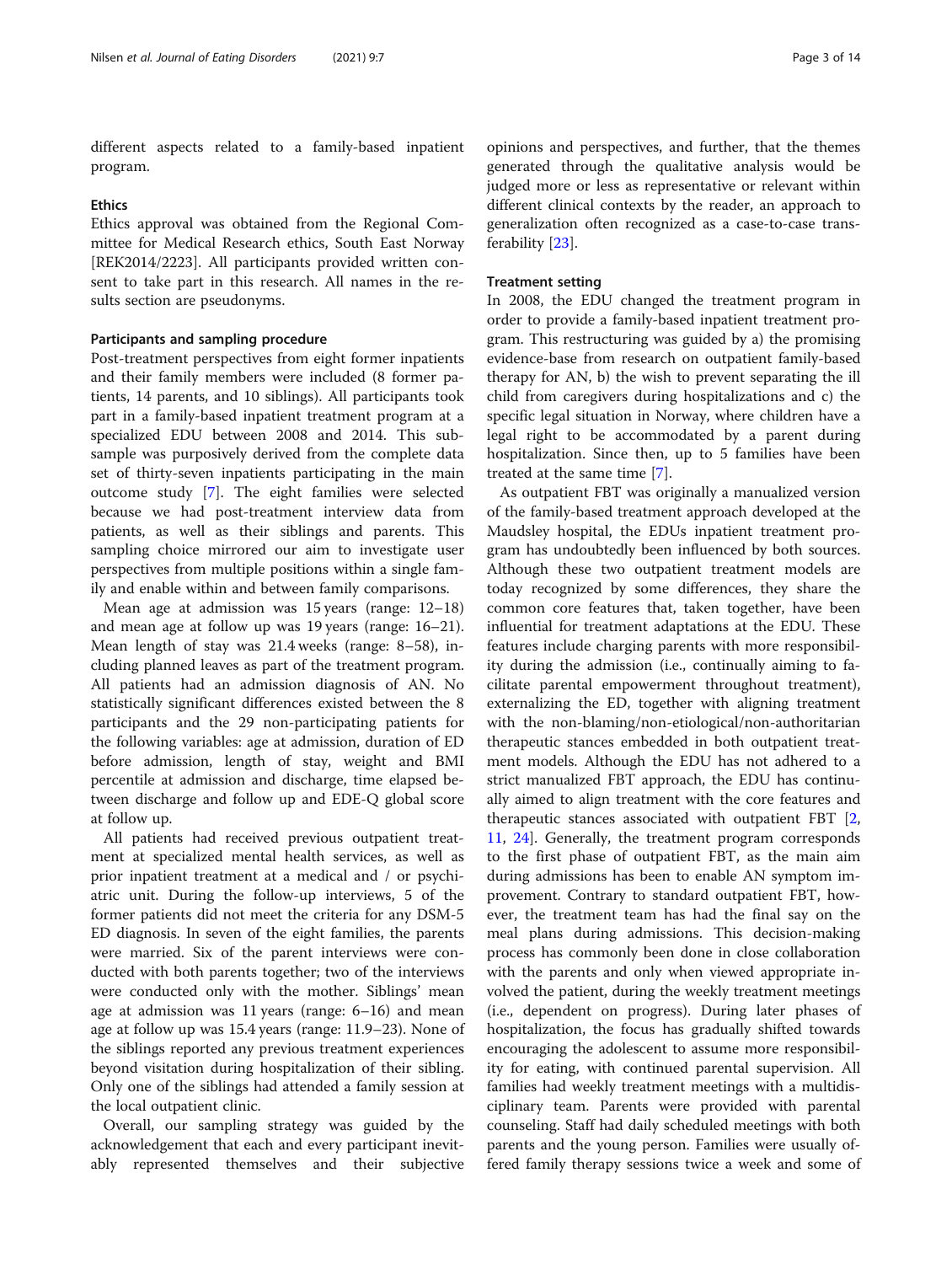different aspects related to a family-based inpatient program.

### Ethics

Ethics approval was obtained from the Regional Committee for Medical Research ethics, South East Norway [REK2014/2223]. All participants provided written consent to take part in this research. All names in the results section are pseudonyms.

### Participants and sampling procedure

Post-treatment perspectives from eight former inpatients and their family members were included (8 former patients, 14 parents, and 10 siblings). All participants took part in a family-based inpatient treatment program at a specialized EDU between 2008 and 2014. This subsample was purposively derived from the complete data set of thirty-seven inpatients participating in the main outcome study [7]. The eight families were selected because we had post-treatment interview data from patients, as well as their siblings and parents. This sampling choice mirrored our aim to investigate user perspectives from multiple positions within a single family and enable within and between family comparisons.

Mean age at admission was 15 years (range: 12–18) and mean age at follow up was 19 years (range: 16–21). Mean length of stay was 21.4 weeks (range: 8–58), including planned leaves as part of the treatment program. All patients had an admission diagnosis of AN. No statistically significant differences existed between the 8 participants and the 29 non-participating patients for the following variables: age at admission, duration of ED before admission, length of stay, weight and BMI percentile at admission and discharge, time elapsed between discharge and follow up and EDE-Q global score at follow up.

All patients had received previous outpatient treatment at specialized mental health services, as well as prior inpatient treatment at a medical and / or psychiatric unit. During the follow-up interviews, 5 of the former patients did not meet the criteria for any DSM-5 ED diagnosis. In seven of the eight families, the parents were married. Six of the parent interviews were conducted with both parents together; two of the interviews were conducted only with the mother. Siblings' mean age at admission was 11 years (range: 6–16) and mean age at follow up was 15.4 years (range: 11.9–23). None of the siblings reported any previous treatment experiences beyond visitation during hospitalization of their sibling. Only one of the siblings had attended a family session at the local outpatient clinic.

Overall, our sampling strategy was guided by the acknowledgement that each and every participant inevitably represented themselves and their subjective opinions and perspectives, and further, that the themes generated through the qualitative analysis would be judged more or less as representative or relevant within different clinical contexts by the reader, an approach to generalization often recognized as a case-to-case transferability [23].

### Treatment setting

In 2008, the EDU changed the treatment program in order to provide a family-based inpatient treatment program. This restructuring was guided by a) the promising evidence-base from research on outpatient family-based therapy for AN, b) the wish to prevent separating the ill child from caregivers during hospitalizations and c) the specific legal situation in Norway, where children have a legal right to be accommodated by a parent during hospitalization. Since then, up to 5 families have been treated at the same time [7].

As outpatient FBT was originally a manualized version of the family-based treatment approach developed at the Maudsley hospital, the EDUs inpatient treatment program has undoubtedly been influenced by both sources. Although these two outpatient treatment models are today recognized by some differences, they share the common core features that, taken together, have been influential for treatment adaptations at the EDU. These features include charging parents with more responsibility during the admission (i.e., continually aiming to facilitate parental empowerment throughout treatment), externalizing the ED, together with aligning treatment with the non-blaming/non-etiological/non-authoritarian therapeutic stances embedded in both outpatient treatment models. Although the EDU has not adhered to a strict manualized FBT approach, the EDU has continually aimed to align treatment with the core features and therapeutic stances associated with outpatient FBT [2, 11, 24]. Generally, the treatment program corresponds to the first phase of outpatient FBT, as the main aim during admissions has been to enable AN symptom improvement. Contrary to standard outpatient FBT, however, the treatment team has had the final say on the meal plans during admissions. This decision-making process has commonly been done in close collaboration with the parents and only when viewed appropriate involved the patient, during the weekly treatment meetings (i.e., dependent on progress). During later phases of hospitalization, the focus has gradually shifted towards encouraging the adolescent to assume more responsibility for eating, with continued parental supervision. All families had weekly treatment meetings with a multidisciplinary team. Parents were provided with parental counseling. Staff had daily scheduled meetings with both parents and the young person. Families were usually offered family therapy sessions twice a week and some of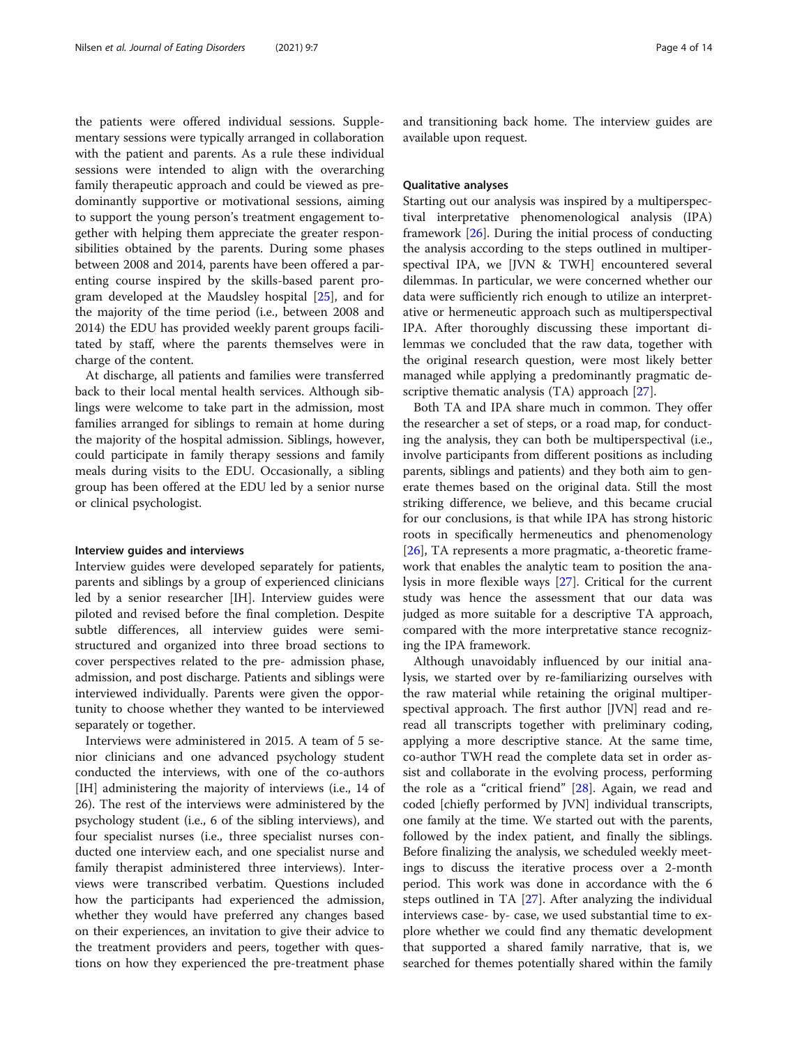the patients were offered individual sessions. Supplementary sessions were typically arranged in collaboration with the patient and parents. As a rule these individual sessions were intended to align with the overarching family therapeutic approach and could be viewed as predominantly supportive or motivational sessions, aiming to support the young person's treatment engagement together with helping them appreciate the greater responsibilities obtained by the parents. During some phases between 2008 and 2014, parents have been offered a parenting course inspired by the skills-based parent program developed at the Maudsley hospital [25], and for the majority of the time period (i.e., between 2008 and 2014) the EDU has provided weekly parent groups facilitated by staff, where the parents themselves were in charge of the content.

At discharge, all patients and families were transferred back to their local mental health services. Although siblings were welcome to take part in the admission, most families arranged for siblings to remain at home during the majority of the hospital admission. Siblings, however, could participate in family therapy sessions and family meals during visits to the EDU. Occasionally, a sibling group has been offered at the EDU led by a senior nurse or clinical psychologist.

#### Interview guides and interviews

Interview guides were developed separately for patients, parents and siblings by a group of experienced clinicians led by a senior researcher [IH]. Interview guides were piloted and revised before the final completion. Despite subtle differences, all interview guides were semi-structured and organized into three broad sections to cover perspectives related to the pre- admission phase, admission, and post discharge. Patients and siblings were interviewed individually. Parents were given the opportunity to choose whether they wanted to be interviewed separately or together.

Interviews were administered in 2015. A team of 5 senior clinicians and one advanced psychology student conducted the interviews, with one of the co-authors [IH] administering the majority of interviews (i.e., 14 of 26). The rest of the interviews were administered by the psychology student (i.e., 6 of the sibling interviews), and four specialist nurses (i.e., three specialist nurses conducted one interview each, and one specialist nurse and family therapist administered three interviews). Interviews were transcribed verbatim. Questions included how the participants had experienced the admission, whether they would have preferred any changes based on their experiences, an invitation to give their advice to the treatment providers and peers, together with questions on how they experienced the pre-treatment phase and transitioning back home. The interview guides are available upon request.

#### Qualitative analyses

Starting out our analysis was inspired by a multiperspectival interpretative phenomenological analysis (IPA) framework [26]. During the initial process of conducting the analysis according to the steps outlined in multiperspectival IPA, we [JVN & TWH] encountered several dilemmas. In particular, we were concerned whether our data were sufficiently rich enough to utilize an interpretative or hermeneutic approach such as multiperspectival IPA. After thoroughly discussing these important dilemmas we concluded that the raw data, together with the original research question, were most likely better managed while applying a predominantly pragmatic descriptive thematic analysis (TA) approach [27].

Both TA and IPA share much in common. They offer the researcher a set of steps, or a road map, for conducting the analysis, they can both be multiperspectival (i.e., involve participants from different positions as including parents, siblings and patients) and they both aim to generate themes based on the original data. Still the most striking difference, we believe, and this became crucial for our conclusions, is that while IPA has strong historic roots in specifically hermeneutics and phenomenology [26], TA represents a more pragmatic, a-theoretic framework that enables the analytic team to position the analysis in more flexible ways [27]. Critical for the current study was hence the assessment that our data was judged as more suitable for a descriptive TA approach, compared with the more interpretative stance recognizing the IPA framework.

Although unavoidably influenced by our initial analysis, we started over by re-familiarizing ourselves with the raw material while retaining the original multiperspectival approach. The first author [JVN] read and reread all transcripts together with preliminary coding, applying a more descriptive stance. At the same time, co-author TWH read the complete data set in order assist and collaborate in the evolving process, performing the role as a "critical friend" [28]. Again, we read and coded [chiefly performed by JVN] individual transcripts, one family at the time. We started out with the parents, followed by the index patient, and finally the siblings. Before finalizing the analysis, we scheduled weekly meetings to discuss the iterative process over a 2-month period. This work was done in accordance with the 6 steps outlined in TA [27]. After analyzing the individual interviews case- by- case, we used substantial time to explore whether we could find any thematic development that supported a shared family narrative, that is, we searched for themes potentially shared within the family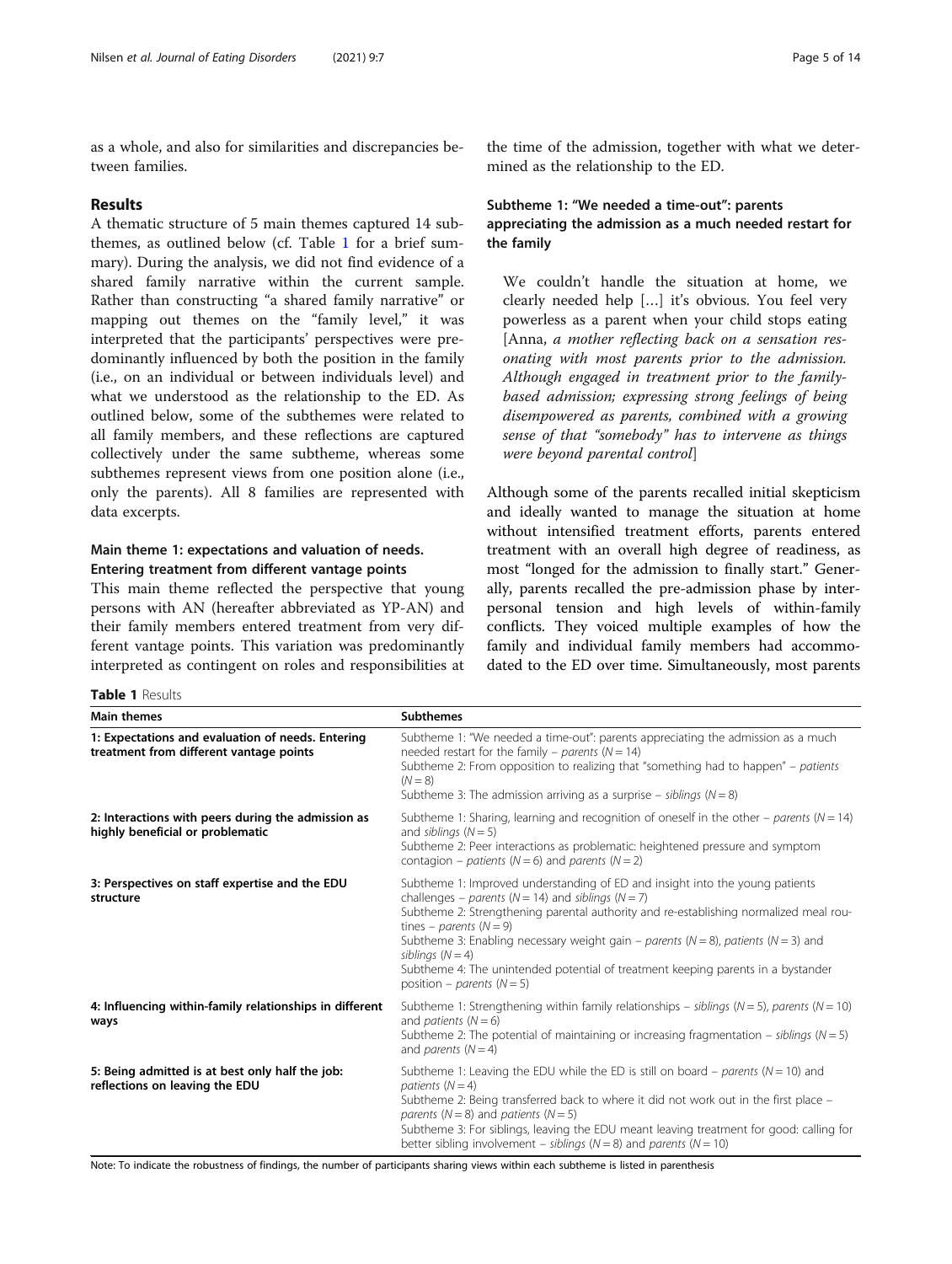as a whole, and also for similarities and discrepancies between families.

## Results

A thematic structure of 5 main themes captured 14 subthemes, as outlined below (cf. Table 1 for a brief summary). During the analysis, we did not find evidence of a shared family narrative within the current sample. Rather than constructing "a shared family narrative" or mapping out themes on the "family level," it was interpreted that the participants' perspectives were predominantly influenced by both the position in the family (i.e., on an individual or between individuals level) and what we understood as the relationship to the ED. As outlined below, some of the subthemes were related to all family members, and these reflections are captured collectively under the same subtheme, whereas some subthemes represent views from one position alone (i.e., only the parents). All 8 families are represented with data excerpts.

### Main theme 1: expectations and valuation of needs. Entering treatment from different vantage points

This main theme reflected the perspective that young persons with AN (hereafter abbreviated as YP-AN) and their family members entered treatment from very different vantage points. This variation was predominantly interpreted as contingent on roles and responsibilities at the time of the admission, together with what we determined as the relationship to the ED.

#### Subtheme 1: "We needed a time-out": parents appreciating the admission as a much needed restart for the family

> We couldn't handle the situation at home, we clearly needed help […] it's obvious. You feel very powerless as a parent when your child stops eating [Anna, *a mother reflecting back on a sensation resonating with most parents prior to the admission. Although engaged in treatment prior to the family-based admission; expressing strong feelings of being disempowered as parents, combined with a growing sense of that "somebody" has to intervene as things were beyond parental control*]

Although some of the parents recalled initial skepticism and ideally wanted to manage the situation at home without intensified treatment efforts, parents entered treatment with an overall high degree of readiness, as most "longed for the admission to finally start." Generally, parents recalled the pre-admission phase by interpersonal tension and high levels of within-family conflicts. They voiced multiple examples of how the family and individual family members had accommodated to the ED over time. Simultaneously, most parents

**Table 1** Results

| Main themes | Subthemes |
|---|---|
| **1: Expectations and evaluation of needs. Entering treatment from different vantage points** | Subtheme 1: "We needed a time-out": parents appreciating the admission as a much needed restart for the family – *parents* ($N = 14$)<br>Subtheme 2: From opposition to realizing that "something had to happen" – *patients* ($N = 8$)<br>Subtheme 3: The admission arriving as a surprise – *siblings* ($N = 8$) |
| **2: Interactions with peers during the admission as highly beneficial or problematic** | Subtheme 1: Sharing, learning and recognition of oneself in the other – *parents* ($N = 14$) and *siblings* ($N = 5$)<br>Subtheme 2: Peer interactions as problematic: heightened pressure and symptom contagion – *patients* ($N = 6$) and *parents* ($N = 2$) |
| **3: Perspectives on staff expertise and the EDU structure** | Subtheme 1: Improved understanding of ED and insight into the young patients challenges – *parents* ($N = 14$) and *siblings* ($N = 7$)<br>Subtheme 2: Strengthening parental authority and re-establishing normalized meal routines – *parents* ($N = 9$)<br>Subtheme 3: Enabling necessary weight gain – *parents* ($N = 8$), *patients* ($N = 3$) and *siblings* ($N = 4$)<br>Subtheme 4: The unintended potential of treatment keeping parents in a bystander position – *parents* ($N = 5$) |
| **4: Influencing within-family relationships in different ways** | Subtheme 1: Strengthening within family relationships – *siblings* ($N = 5$), *parents* ($N = 10$) and *patients* ($N = 6$)<br>Subtheme 2: The potential of maintaining or increasing fragmentation – *siblings* ($N = 5$) and *parents* ($N = 4$) |
| **5: Being admitted is at best only half the job: reflections on leaving the EDU** | Subtheme 1: Leaving the EDU while the ED is still on board – *parents* ($N = 10$) and *patients* ($N = 4$)<br>Subtheme 2: Being transferred back to where it did not work out in the first place – *parents* ($N = 8$) and *patients* ($N = 5$)<br>Subtheme 3: For siblings, leaving the EDU meant leaving treatment for good: calling for better sibling involvement – *siblings* ($N = 8$) and *parents* ($N = 10$) |

Note: To indicate the robustness of findings, the number of participants sharing views within each subtheme is listed in parenthesis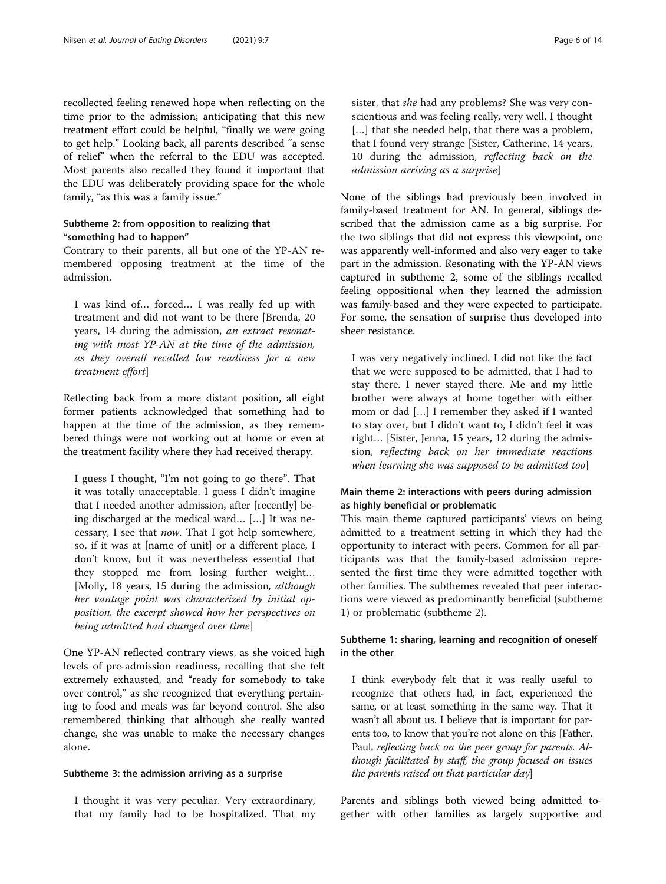recollected feeling renewed hope when reflecting on the time prior to the admission; anticipating that this new treatment effort could be helpful, "finally we were going to get help." Looking back, all parents described "a sense of relief" when the referral to the EDU was accepted. Most parents also recalled they found it important that the EDU was deliberately providing space for the whole family, "as this was a family issue."

### Subtheme 2: from opposition to realizing that "something had to happen"

Contrary to their parents, all but one of the YP-AN remembered opposing treatment at the time of the admission.

> I was kind of… forced… I was really fed up with treatment and did not want to be there [Brenda, 20 years, 14 during the admission, *an extract resonating with most YP-AN at the time of the admission, as they overall recalled low readiness for a new treatment effort*]

Reflecting back from a more distant position, all eight former patients acknowledged that something had to happen at the time of the admission, as they remembered things were not working out at home or even at the treatment facility where they had received therapy.

> I guess I thought, "I'm not going to go there". That it was totally unacceptable. I guess I didn't imagine that I needed another admission, after [recently] being discharged at the medical ward… […] It was necessary, I see that *now*. That I got help somewhere, so, if it was at [name of unit] or a different place, I don't know, but it was nevertheless essential that they stopped me from losing further weight… [Molly, 18 years, 15 during the admission*, although her vantage point was characterized by initial opposition, the excerpt showed how her perspectives on being admitted had changed over time*]

One YP-AN reflected contrary views, as she voiced high levels of pre-admission readiness, recalling that she felt extremely exhausted, and "ready for somebody to take over control," as she recognized that everything pertaining to food and meals was far beyond control. She also remembered thinking that although she really wanted change, she was unable to make the necessary changes alone.

### Subtheme 3: the admission arriving as a surprise

> I thought it was very peculiar. Very extraordinary, that my family had to be hospitalized. That my sister, that *she* had any problems? She was very conscientious and was feeling really, very well, I thought […] that she needed help, that there was a problem, that I found very strange [Sister, Catherine, 14 years, 10 during the admission, *reflecting back on the admission arriving as a surprise*]

None of the siblings had previously been involved in family-based treatment for AN. In general, siblings described that the admission came as a big surprise. For the two siblings that did not express this viewpoint, one was apparently well-informed and also very eager to take part in the admission. Resonating with the YP-AN views captured in subtheme 2, some of the siblings recalled feeling oppositional when they learned the admission was family-based and they were expected to participate. For some, the sensation of surprise thus developed into sheer resistance.

> I was very negatively inclined. I did not like the fact that we were supposed to be admitted, that I had to stay there. I never stayed there. Me and my little brother were always at home together with either mom or dad […] I remember they asked if I wanted to stay over, but I didn't want to, I didn't feel it was right… [Sister, Jenna, 15 years, 12 during the admission, *reflecting back on her immediate reactions when learning she was supposed to be admitted too*]

## Main theme 2: interactions with peers during admission as highly beneficial or problematic

This main theme captured participants' views on being admitted to a treatment setting in which they had the opportunity to interact with peers. Common for all participants was that the family-based admission represented the first time they were admitted together with other families. The subthemes revealed that peer interactions were viewed as predominantly beneficial (subtheme 1) or problematic (subtheme 2).

### Subtheme 1: sharing, learning and recognition of oneself in the other

> I think everybody felt that it was really useful to recognize that others had, in fact, experienced the same, or at least something in the same way. That it wasn't all about us. I believe that is important for parents too, to know that you're not alone on this [Father, Paul, *reflecting back on the peer group for parents. Although facilitated by staff, the group focused on issues the parents raised on that particular day*]

Parents and siblings both viewed being admitted together with other families as largely supportive and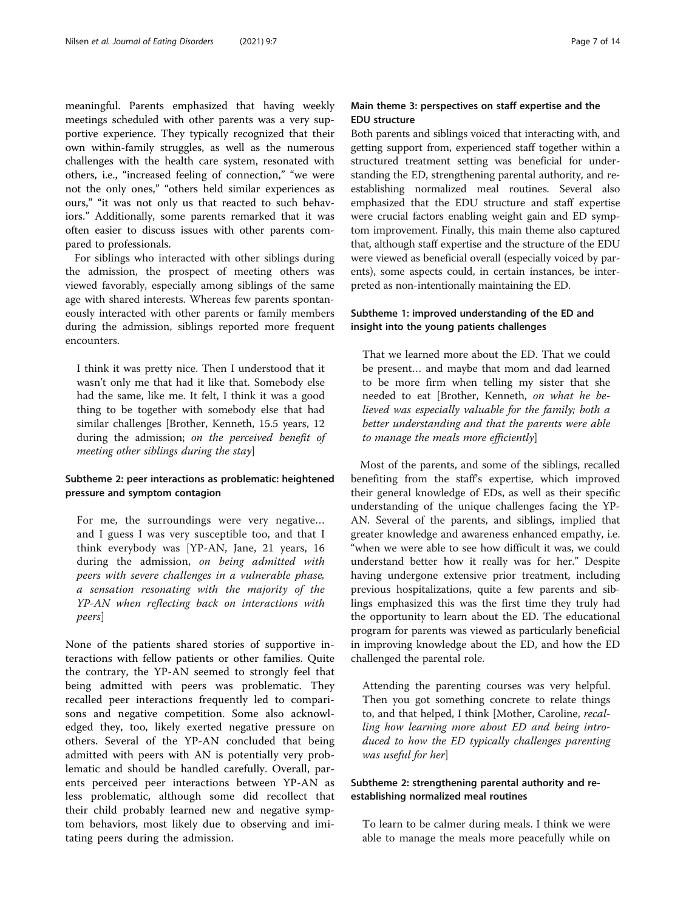meaningful. Parents emphasized that having weekly meetings scheduled with other parents was a very supportive experience. They typically recognized that their own within-family struggles, as well as the numerous challenges with the health care system, resonated with others, i.e., "increased feeling of connection," "we were not the only ones," "others held similar experiences as ours," "it was not only us that reacted to such behaviors." Additionally, some parents remarked that it was often easier to discuss issues with other parents compared to professionals.

For siblings who interacted with other siblings during the admission, the prospect of meeting others was viewed favorably, especially among siblings of the same age with shared interests. Whereas few parents spontaneously interacted with other parents or family members during the admission, siblings reported more frequent encounters.

> I think it was pretty nice. Then I understood that it wasn't only me that had it like that. Somebody else had the same, like me. It felt, I think it was a good thing to be together with somebody else that had similar challenges [Brother, Kenneth, 15.5 years, 12 during the admission; *on the perceived benefit of meeting other siblings during the stay*]

### Subtheme 2: peer interactions as problematic: heightened pressure and symptom contagion

> For me, the surroundings were very negative… and I guess I was very susceptible too, and that I think everybody was [YP-AN, Jane, 21 years, 16 during the admission, *on being admitted with peers with severe challenges in a vulnerable phase, a sensation resonating with the majority of the YP-AN when reflecting back on interactions with peers*]

None of the patients shared stories of supportive interactions with fellow patients or other families. Quite the contrary, the YP-AN seemed to strongly feel that being admitted with peers was problematic. They recalled peer interactions frequently led to comparisons and negative competition. Some also acknowledged they, too, likely exerted negative pressure on others. Several of the YP-AN concluded that being admitted with peers with AN is potentially very problematic and should be handled carefully. Overall, parents perceived peer interactions between YP-AN as less problematic, although some did recollect that their child probably learned new and negative symptom behaviors, most likely due to observing and imitating peers during the admission.

## Main theme 3: perspectives on staff expertise and the EDU structure

Both parents and siblings voiced that interacting with, and getting support from, experienced staff together within a structured treatment setting was beneficial for understanding the ED, strengthening parental authority, and re-establishing normalized meal routines. Several also emphasized that the EDU structure and staff expertise were crucial factors enabling weight gain and ED symptom improvement. Finally, this main theme also captured that, although staff expertise and the structure of the EDU were viewed as beneficial overall (especially voiced by parents), some aspects could, in certain instances, be interpreted as non-intentionally maintaining the ED.

### Subtheme 1: improved understanding of the ED and insight into the young patients challenges

> That we learned more about the ED. That we could be present… and maybe that mom and dad learned to be more firm when telling my sister that she needed to eat [Brother, Kenneth, *on what he believed was especially valuable for the family; both a better understanding and that the parents were able to manage the meals more efficiently*]

Most of the parents, and some of the siblings, recalled benefiting from the staff's expertise, which improved their general knowledge of EDs, as well as their specific understanding of the unique challenges facing the YP-AN. Several of the parents, and siblings, implied that greater knowledge and awareness enhanced empathy, i.e. "when we were able to see how difficult it was, we could understand better how it really was for her." Despite having undergone extensive prior treatment, including previous hospitalizations, quite a few parents and siblings emphasized this was the first time they truly had the opportunity to learn about the ED. The educational program for parents was viewed as particularly beneficial in improving knowledge about the ED, and how the ED challenged the parental role.

> Attending the parenting courses was very helpful. Then you got something concrete to relate things to, and that helped, I think [Mother, Caroline, *recalling how learning more about ED and being introduced to how the ED typically challenges parenting was useful for her*]

### Subtheme 2: strengthening parental authority and re-establishing normalized meal routines

> To learn to be calmer during meals. I think we were able to manage the meals more peacefully while on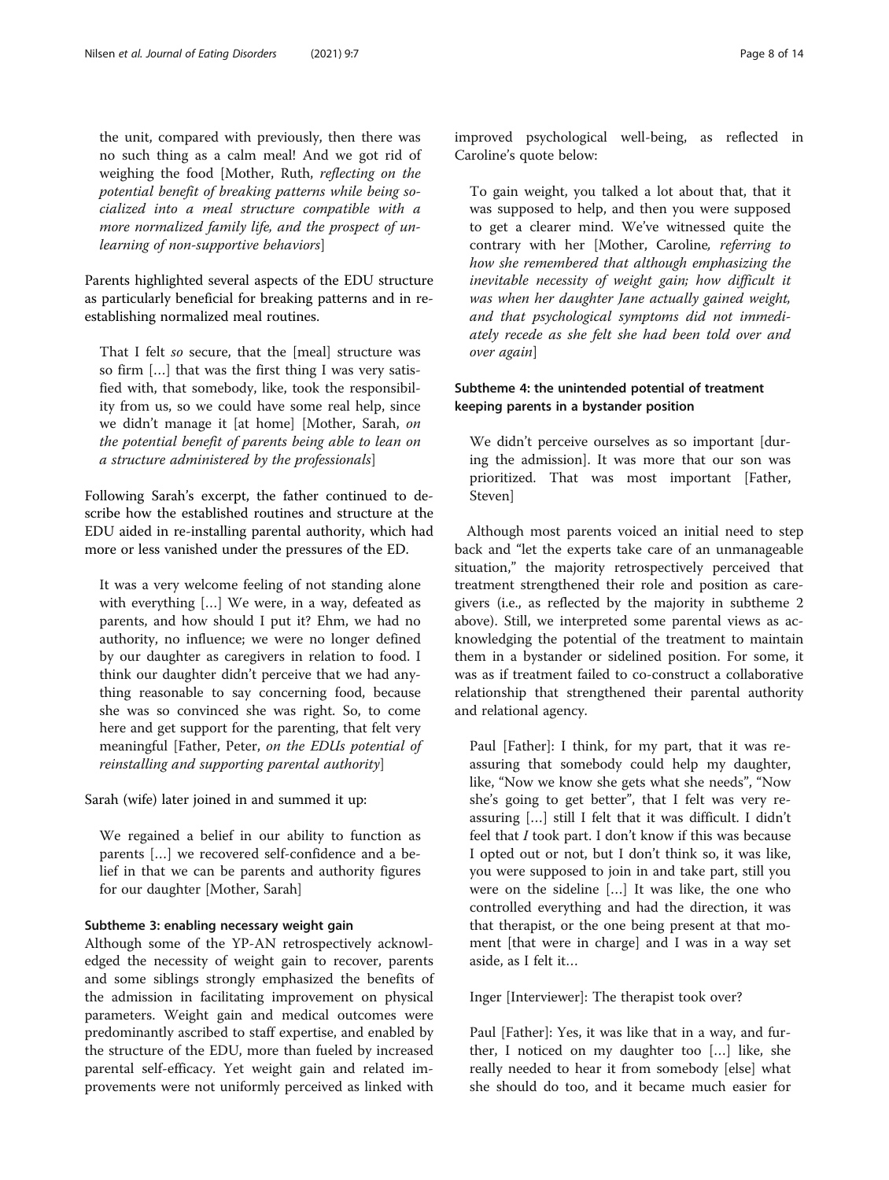the unit, compared with previously, then there was no such thing as a calm meal! And we got rid of weighing the food [Mother, Ruth, *reflecting on the potential benefit of breaking patterns while being socialized into a meal structure compatible with a more normalized family life, and the prospect of unlearning of non-supportive behaviors*]

Parents highlighted several aspects of the EDU structure as particularly beneficial for breaking patterns and in re-establishing normalized meal routines.

> That I felt *so* secure, that the [meal] structure was so firm [...] that was the first thing I was very satisfied with, that somebody, like, took the responsibility from us, so we could have some real help, since we didn't manage it [at home] [Mother, Sarah, *on the potential benefit of parents being able to lean on a structure administered by the professionals*]

Following Sarah's excerpt, the father continued to describe how the established routines and structure at the EDU aided in re-installing parental authority, which had more or less vanished under the pressures of the ED.

> It was a very welcome feeling of not standing alone with everything [...] We were, in a way, defeated as parents, and how should I put it? Ehm, we had no authority, no influence; we were no longer defined by our daughter as caregivers in relation to food. I think our daughter didn't perceive that we had anything reasonable to say concerning food, because she was so convinced she was right. So, to come here and get support for the parenting, that felt very meaningful [Father, Peter, *on the EDUs potential of reinstalling and supporting parental authority*]

Sarah (wife) later joined in and summed it up:

> We regained a belief in our ability to function as parents [...] we recovered self-confidence and a belief in that we can be parents and authority figures for our daughter [Mother, Sarah]

#### Subtheme 3: enabling necessary weight gain

Although some of the YP-AN retrospectively acknowledged the necessity of weight gain to recover, parents and some siblings strongly emphasized the benefits of the admission in facilitating improvement on physical parameters. Weight gain and medical outcomes were predominantly ascribed to staff expertise, and enabled by the structure of the EDU, more than fueled by increased parental self-efficacy. Yet weight gain and related improvements were not uniformly perceived as linked with improved psychological well-being, as reflected in Caroline's quote below:

> To gain weight, you talked a lot about that, that it was supposed to help, and then you were supposed to get a clearer mind. We've witnessed quite the contrary with her [Mother, Caroline, *referring to how she remembered that although emphasizing the inevitable necessity of weight gain; how difficult it was when her daughter Jane actually gained weight, and that psychological symptoms did not immediately recede as she felt she had been told over and over again*]

#### Subtheme 4: the unintended potential of treatment keeping parents in a bystander position

> We didn't perceive ourselves as so important [during the admission]. It was more that our son was prioritized. That was most important [Father, Steven]

Although most parents voiced an initial need to step back and "let the experts take care of an unmanageable situation," the majority retrospectively perceived that treatment strengthened their role and position as caregivers (i.e., as reflected by the majority in subtheme 2 above). Still, we interpreted some parental views as acknowledging the potential of the treatment to maintain them in a bystander or sidelined position. For some, it was as if treatment failed to co-construct a collaborative relationship that strengthened their parental authority and relational agency.

> Paul [Father]: I think, for my part, that it was reassuring that somebody could help my daughter, like, "Now we know she gets what she needs", "Now she's going to get better", that I felt was very reassuring [...] still I felt that it was difficult. I didn't feel that *I* took part. I don't know if this was because I opted out or not, but I don't think so, it was like, you were supposed to join in and take part, still you were on the sideline [...] It was like, the one who controlled everything and had the direction, it was that therapist, or the one being present at that moment [that were in charge] and I was in a way set aside, as I felt it...
>
> Inger [Interviewer]: The therapist took over?
>
> Paul [Father]: Yes, it was like that in a way, and further, I noticed on my daughter too [...] like, she really needed to hear it from somebody [else] what she should do too, and it became much easier for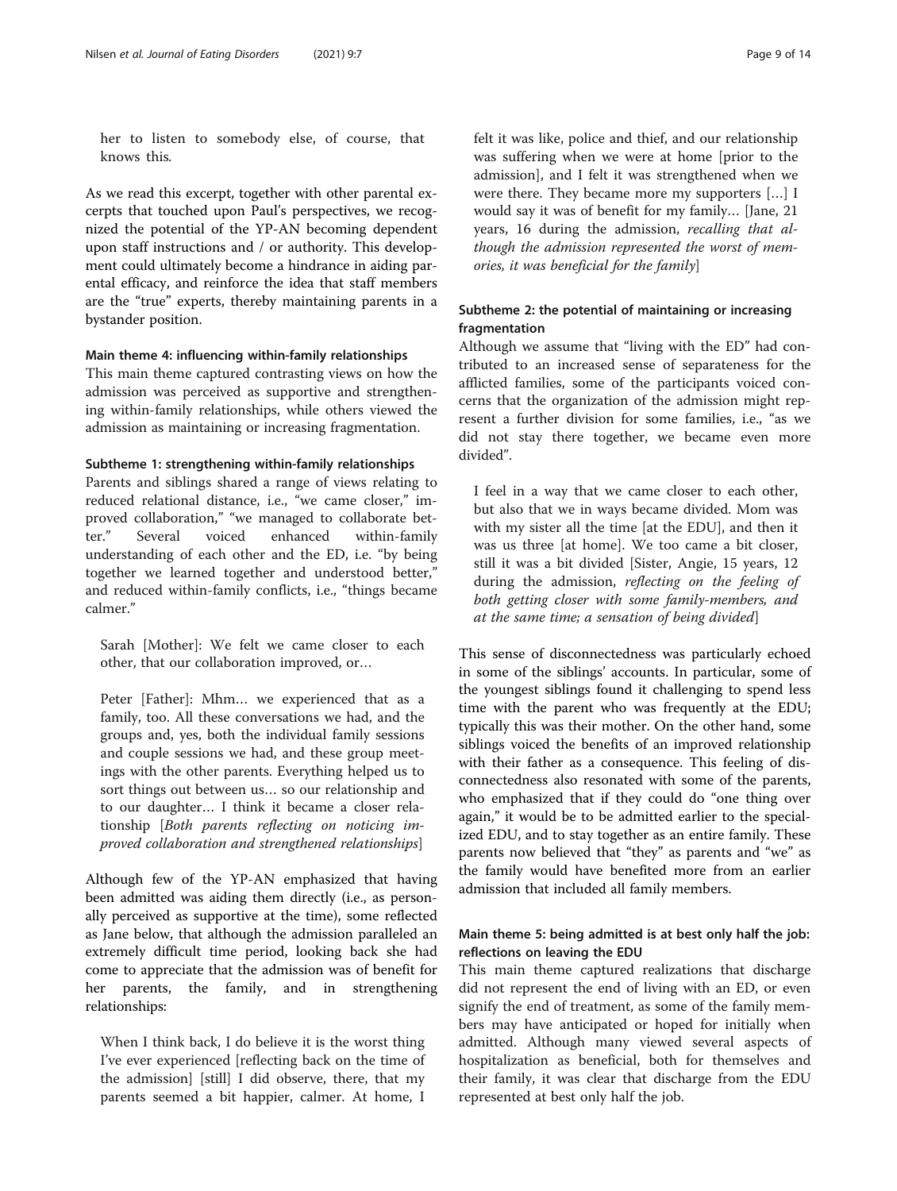her to listen to somebody else, of course, that knows this.

As we read this excerpt, together with other parental excerpts that touched upon Paul's perspectives, we recognized the potential of the YP-AN becoming dependent upon staff instructions and / or authority. This development could ultimately become a hindrance in aiding parental efficacy, and reinforce the idea that staff members are the "true" experts, thereby maintaining parents in a bystander position.

#### Main theme 4: influencing within-family relationships

This main theme captured contrasting views on how the admission was perceived as supportive and strengthening within-family relationships, while others viewed the admission as maintaining or increasing fragmentation.

#### Subtheme 1: strengthening within-family relationships

Parents and siblings shared a range of views relating to reduced relational distance, i.e., "we came closer," improved collaboration," "we managed to collaborate better." Several voiced enhanced within-family understanding of each other and the ED, i.e. "by being together we learned together and understood better," and reduced within-family conflicts, i.e., "things became calmer."

> Sarah [Mother]: We felt we came closer to each other, that our collaboration improved, or…
>
> Peter [Father]: Mhm… we experienced that as a family, too. All these conversations we had, and the groups and, yes, both the individual family sessions and couple sessions we had, and these group meetings with the other parents. Everything helped us to sort things out between us… so our relationship and to our daughter… I think it became a closer relationship [*Both parents reflecting on noticing improved collaboration and strengthened relationships*]

Although few of the YP-AN emphasized that having been admitted was aiding them directly (i.e., as personally perceived as supportive at the time), some reflected as Jane below, that although the admission paralleled an extremely difficult time period, looking back she had come to appreciate that the admission was of benefit for her parents, the family, and in strengthening relationships:

> When I think back, I do believe it is the worst thing I've ever experienced [reflecting back on the time of the admission] [still] I did observe, there, that my parents seemed a bit happier, calmer. At home, I felt it was like, police and thief, and our relationship was suffering when we were at home [prior to the admission], and I felt it was strengthened when we were there. They became more my supporters […] I would say it was of benefit for my family… [Jane, 21 years, 16 during the admission, *recalling that although the admission represented the worst of memories, it was beneficial for the family*]

#### Subtheme 2: the potential of maintaining or increasing fragmentation

Although we assume that "living with the ED" had contributed to an increased sense of separateness for the afflicted families, some of the participants voiced concerns that the organization of the admission might represent a further division for some families, i.e., "as we did not stay there together, we became even more divided".

> I feel in a way that we came closer to each other, but also that we in ways became divided. Mom was with my sister all the time [at the EDU], and then it was us three [at home]. We too came a bit closer, still it was a bit divided [Sister, Angie, 15 years, 12 during the admission, *reflecting on the feeling of both getting closer with some family-members, and at the same time; a sensation of being divided*]

This sense of disconnectedness was particularly echoed in some of the siblings' accounts. In particular, some of the youngest siblings found it challenging to spend less time with the parent who was frequently at the EDU; typically this was their mother. On the other hand, some siblings voiced the benefits of an improved relationship with their father as a consequence. This feeling of disconnectedness also resonated with some of the parents, who emphasized that if they could do "one thing over again," it would be to be admitted earlier to the specialized EDU, and to stay together as an entire family. These parents now believed that "they" as parents and "we" as the family would have benefited more from an earlier admission that included all family members.

#### Main theme 5: being admitted is at best only half the job: reflections on leaving the EDU

This main theme captured realizations that discharge did not represent the end of living with an ED, or even signify the end of treatment, as some of the family members may have anticipated or hoped for initially when admitted. Although many viewed several aspects of hospitalization as beneficial, both for themselves and their family, it was clear that discharge from the EDU represented at best only half the job.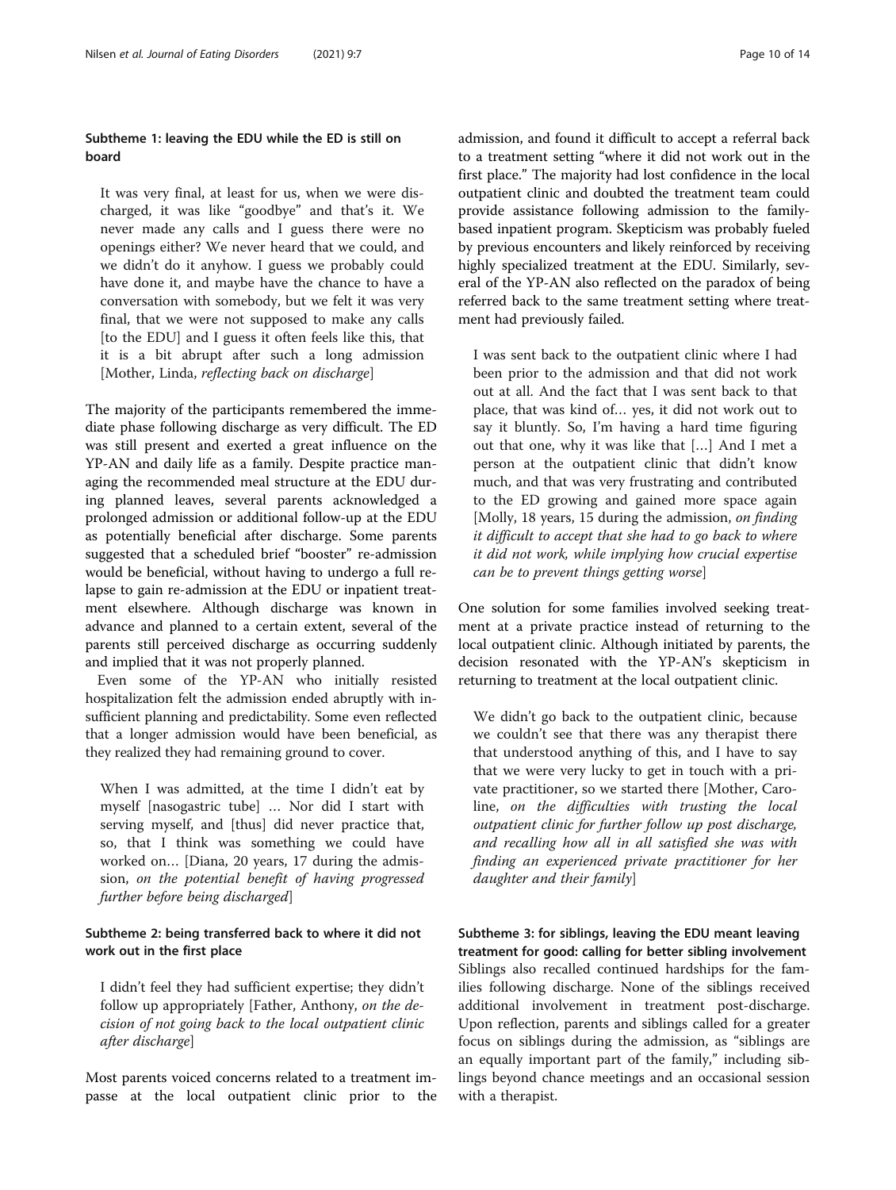### Subtheme 1: leaving the EDU while the ED is still on board

> It was very final, at least for us, when we were discharged, it was like "goodbye" and that's it. We never made any calls and I guess there were no openings either? We never heard that we could, and we didn't do it anyhow. I guess we probably could have done it, and maybe have the chance to have a conversation with somebody, but we felt it was very final, that we were not supposed to make any calls [to the EDU] and I guess it often feels like this, that it is a bit abrupt after such a long admission [Mother, Linda, *reflecting back on discharge*]

The majority of the participants remembered the immediate phase following discharge as very difficult. The ED was still present and exerted a great influence on the YP-AN and daily life as a family. Despite practice managing the recommended meal structure at the EDU during planned leaves, several parents acknowledged a prolonged admission or additional follow-up at the EDU as potentially beneficial after discharge. Some parents suggested that a scheduled brief "booster" re-admission would be beneficial, without having to undergo a full relapse to gain re-admission at the EDU or inpatient treatment elsewhere. Although discharge was known in advance and planned to a certain extent, several of the parents still perceived discharge as occurring suddenly and implied that it was not properly planned.

Even some of the YP-AN who initially resisted hospitalization felt the admission ended abruptly with insufficient planning and predictability. Some even reflected that a longer admission would have been beneficial, as they realized they had remaining ground to cover.

> When I was admitted, at the time I didn't eat by myself [nasogastric tube] … Nor did I start with serving myself, and [thus] did never practice that, so, that I think was something we could have worked on… [Diana, 20 years, 17 during the admission, *on the potential benefit of having progressed further before being discharged*]

### Subtheme 2: being transferred back to where it did not work out in the first place

> I didn't feel they had sufficient expertise; they didn't follow up appropriately [Father, Anthony, *on the decision of not going back to the local outpatient clinic after discharge*]

Most parents voiced concerns related to a treatment impasse at the local outpatient clinic prior to the admission, and found it difficult to accept a referral back to a treatment setting "where it did not work out in the first place." The majority had lost confidence in the local outpatient clinic and doubted the treatment team could provide assistance following admission to the family-based inpatient program. Skepticism was probably fueled by previous encounters and likely reinforced by receiving highly specialized treatment at the EDU. Similarly, several of the YP-AN also reflected on the paradox of being referred back to the same treatment setting where treatment had previously failed.

> I was sent back to the outpatient clinic where I had been prior to the admission and that did not work out at all. And the fact that I was sent back to that place, that was kind of… yes, it did not work out to say it bluntly. So, I'm having a hard time figuring out that one, why it was like that […] And I met a person at the outpatient clinic that didn't know much, and that was very frustrating and contributed to the ED growing and gained more space again [Molly, 18 years, 15 during the admission, *on finding it difficult to accept that she had to go back to where it did not work, while implying how crucial expertise can be to prevent things getting worse*]

One solution for some families involved seeking treatment at a private practice instead of returning to the local outpatient clinic. Although initiated by parents, the decision resonated with the YP-AN's skepticism in returning to treatment at the local outpatient clinic.

> We didn't go back to the outpatient clinic, because we couldn't see that there was any therapist there that understood anything of this, and I have to say that we were very lucky to get in touch with a private practitioner, so we started there [Mother, Caroline, *on the difficulties with trusting the local outpatient clinic for further follow up post discharge, and recalling how all in all satisfied she was with finding an experienced private practitioner for her daughter and their family*]

### Subtheme 3: for siblings, leaving the EDU meant leaving treatment for good: calling for better sibling involvement

Siblings also recalled continued hardships for the families following discharge. None of the siblings received additional involvement in treatment post-discharge. Upon reflection, parents and siblings called for a greater focus on siblings during the admission, as "siblings are an equally important part of the family," including siblings beyond chance meetings and an occasional session with a therapist.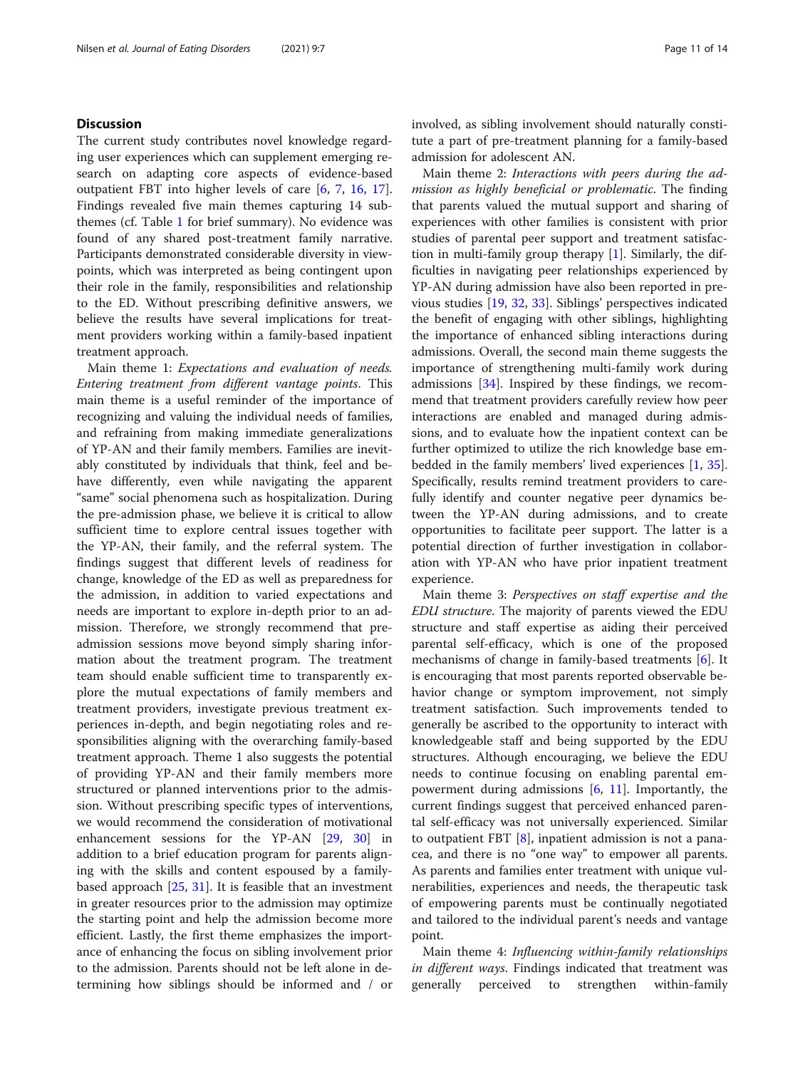## Discussion

The current study contributes novel knowledge regarding user experiences which can supplement emerging research on adapting core aspects of evidence-based outpatient FBT into higher levels of care [6, 7, 16, 17]. Findings revealed five main themes capturing 14 subthemes (cf. Table 1 for brief summary). No evidence was found of any shared post-treatment family narrative. Participants demonstrated considerable diversity in viewpoints, which was interpreted as being contingent upon their role in the family, responsibilities and relationship to the ED. Without prescribing definitive answers, we believe the results have several implications for treatment providers working within a family-based inpatient treatment approach.

Main theme 1: *Expectations and evaluation of needs. Entering treatment from different vantage points*. This main theme is a useful reminder of the importance of recognizing and valuing the individual needs of families, and refraining from making immediate generalizations of YP-AN and their family members. Families are inevitably constituted by individuals that think, feel and behave differently, even while navigating the apparent "same" social phenomena such as hospitalization. During the pre-admission phase, we believe it is critical to allow sufficient time to explore central issues together with the YP-AN, their family, and the referral system. The findings suggest that different levels of readiness for change, knowledge of the ED as well as preparedness for the admission, in addition to varied expectations and needs are important to explore in-depth prior to an admission. Therefore, we strongly recommend that pre-admission sessions move beyond simply sharing information about the treatment program. The treatment team should enable sufficient time to transparently explore the mutual expectations of family members and treatment providers, investigate previous treatment experiences in-depth, and begin negotiating roles and responsibilities aligning with the overarching family-based treatment approach. Theme 1 also suggests the potential of providing YP-AN and their family members more structured or planned interventions prior to the admission. Without prescribing specific types of interventions, we would recommend the consideration of motivational enhancement sessions for the YP-AN [29, 30] in addition to a brief education program for parents aligning with the skills and content espoused by a family-based approach [25, 31]. It is feasible that an investment in greater resources prior to the admission may optimize the starting point and help the admission become more efficient. Lastly, the first theme emphasizes the importance of enhancing the focus on sibling involvement prior to the admission. Parents should not be left alone in determining how siblings should be informed and / or involved, as sibling involvement should naturally constitute a part of pre-treatment planning for a family-based admission for adolescent AN.

Main theme 2: *Interactions with peers during the admission as highly beneficial or problematic*. The finding that parents valued the mutual support and sharing of experiences with other families is consistent with prior studies of parental peer support and treatment satisfaction in multi-family group therapy [1]. Similarly, the difficulties in navigating peer relationships experienced by YP-AN during admission have also been reported in previous studies [19, 32, 33]. Siblings' perspectives indicated the benefit of engaging with other siblings, highlighting the importance of enhanced sibling interactions during admissions. Overall, the second main theme suggests the importance of strengthening multi-family work during admissions [34]. Inspired by these findings, we recommend that treatment providers carefully review how peer interactions are enabled and managed during admissions, and to evaluate how the inpatient context can be further optimized to utilize the rich knowledge base embedded in the family members' lived experiences [1, 35]. Specifically, results remind treatment providers to carefully identify and counter negative peer dynamics between the YP-AN during admissions, and to create opportunities to facilitate peer support. The latter is a potential direction of further investigation in collaboration with YP-AN who have prior inpatient treatment experience.

Main theme 3: *Perspectives on staff expertise and the EDU structure*. The majority of parents viewed the EDU structure and staff expertise as aiding their perceived parental self-efficacy, which is one of the proposed mechanisms of change in family-based treatments [6]. It is encouraging that most parents reported observable behavior change or symptom improvement, not simply treatment satisfaction. Such improvements tended to generally be ascribed to the opportunity to interact with knowledgeable staff and being supported by the EDU structures. Although encouraging, we believe the EDU needs to continue focusing on enabling parental empowerment during admissions [6, 11]. Importantly, the current findings suggest that perceived enhanced parental self-efficacy was not universally experienced. Similar to outpatient FBT [8], inpatient admission is not a panacea, and there is no "one way" to empower all parents. As parents and families enter treatment with unique vulnerabilities, experiences and needs, the therapeutic task of empowering parents must be continually negotiated and tailored to the individual parent's needs and vantage point.

Main theme 4: *Influencing within-family relationships in different ways*. Findings indicated that treatment was generally perceived to strengthen within-family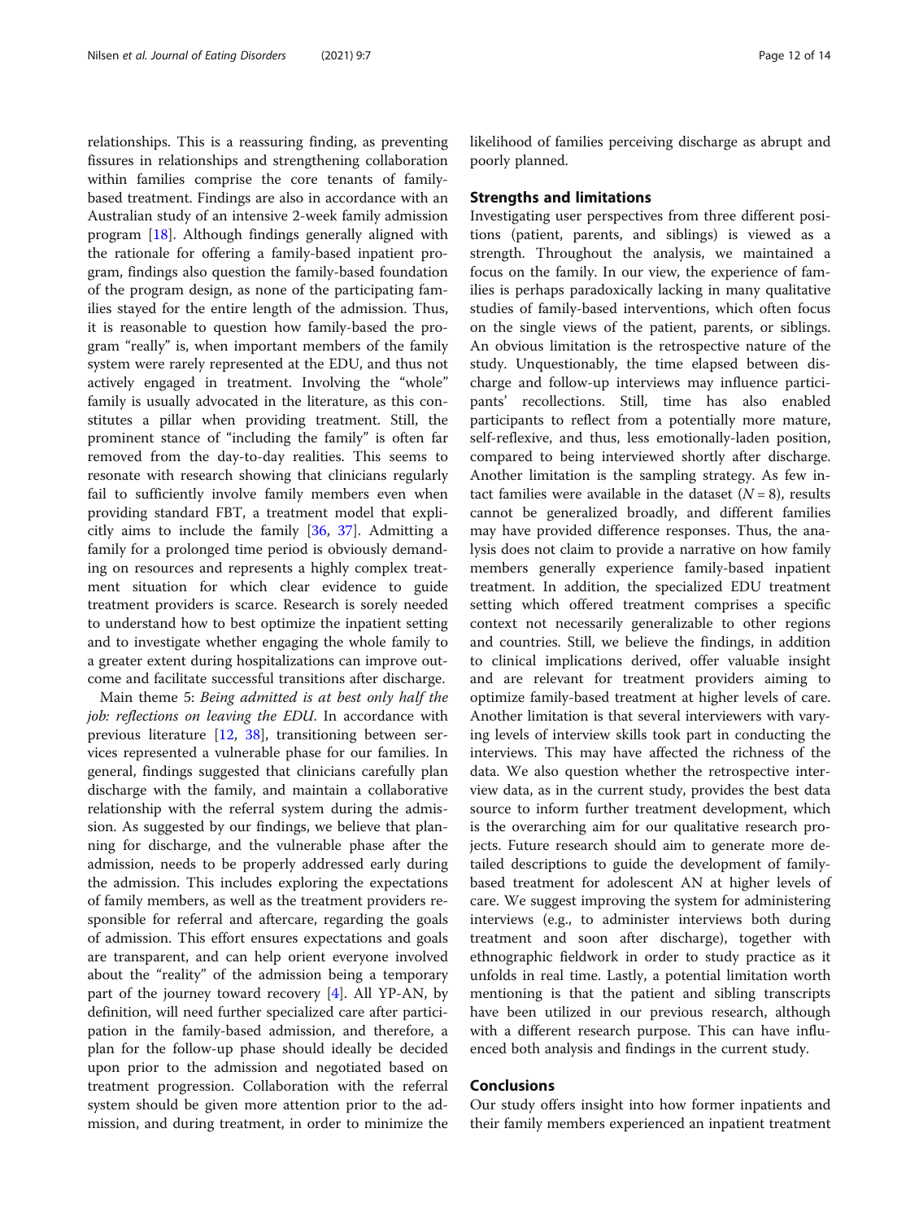relationships. This is a reassuring finding, as preventing fissures in relationships and strengthening collaboration within families comprise the core tenants of family-based treatment. Findings are also in accordance with an Australian study of an intensive 2-week family admission program [18]. Although findings generally aligned with the rationale for offering a family-based inpatient program, findings also question the family-based foundation of the program design, as none of the participating families stayed for the entire length of the admission. Thus, it is reasonable to question how family-based the program "really" is, when important members of the family system were rarely represented at the EDU, and thus not actively engaged in treatment. Involving the "whole" family is usually advocated in the literature, as this constitutes a pillar when providing treatment. Still, the prominent stance of "including the family" is often far removed from the day-to-day realities. This seems to resonate with research showing that clinicians regularly fail to sufficiently involve family members even when providing standard FBT, a treatment model that explicitly aims to include the family [36, 37]. Admitting a family for a prolonged time period is obviously demanding on resources and represents a highly complex treatment situation for which clear evidence to guide treatment providers is scarce. Research is sorely needed to understand how to best optimize the inpatient setting and to investigate whether engaging the whole family to a greater extent during hospitalizations can improve outcome and facilitate successful transitions after discharge.

Main theme 5: *Being admitted is at best only half the job: reflections on leaving the EDU*. In accordance with previous literature [12, 38], transitioning between services represented a vulnerable phase for our families. In general, findings suggested that clinicians carefully plan discharge with the family, and maintain a collaborative relationship with the referral system during the admission. As suggested by our findings, we believe that planning for discharge, and the vulnerable phase after the admission, needs to be properly addressed early during the admission. This includes exploring the expectations of family members, as well as the treatment providers responsible for referral and aftercare, regarding the goals of admission. This effort ensures expectations and goals are transparent, and can help orient everyone involved about the "reality" of the admission being a temporary part of the journey toward recovery [4]. All YP-AN, by definition, will need further specialized care after participation in the family-based admission, and therefore, a plan for the follow-up phase should ideally be decided upon prior to the admission and negotiated based on treatment progression. Collaboration with the referral system should be given more attention prior to the admission, and during treatment, in order to minimize the likelihood of families perceiving discharge as abrupt and poorly planned.

## Strengths and limitations

Investigating user perspectives from three different positions (patient, parents, and siblings) is viewed as a strength. Throughout the analysis, we maintained a focus on the family. In our view, the experience of families is perhaps paradoxically lacking in many qualitative studies of family-based interventions, which often focus on the single views of the patient, parents, or siblings. An obvious limitation is the retrospective nature of the study. Unquestionably, the time elapsed between discharge and follow-up interviews may influence participants' recollections. Still, time has also enabled participants to reflect from a potentially more mature, self-reflexive, and thus, less emotionally-laden position, compared to being interviewed shortly after discharge. Another limitation is the sampling strategy. As few intact families were available in the dataset ($N = 8$), results cannot be generalized broadly, and different families may have provided difference responses. Thus, the analysis does not claim to provide a narrative on how family members generally experience family-based inpatient treatment. In addition, the specialized EDU treatment setting which offered treatment comprises a specific context not necessarily generalizable to other regions and countries. Still, we believe the findings, in addition to clinical implications derived, offer valuable insight and are relevant for treatment providers aiming to optimize family-based treatment at higher levels of care. Another limitation is that several interviewers with varying levels of interview skills took part in conducting the interviews. This may have affected the richness of the data. We also question whether the retrospective interview data, as in the current study, provides the best data source to inform further treatment development, which is the overarching aim for our qualitative research projects. Future research should aim to generate more detailed descriptions to guide the development of family-based treatment for adolescent AN at higher levels of care. We suggest improving the system for administering interviews (e.g., to administer interviews both during treatment and soon after discharge), together with ethnographic fieldwork in order to study practice as it unfolds in real time. Lastly, a potential limitation worth mentioning is that the patient and sibling transcripts have been utilized in our previous research, although with a different research purpose. This can have influenced both analysis and findings in the current study.

## Conclusions

Our study offers insight into how former inpatients and their family members experienced an inpatient treatment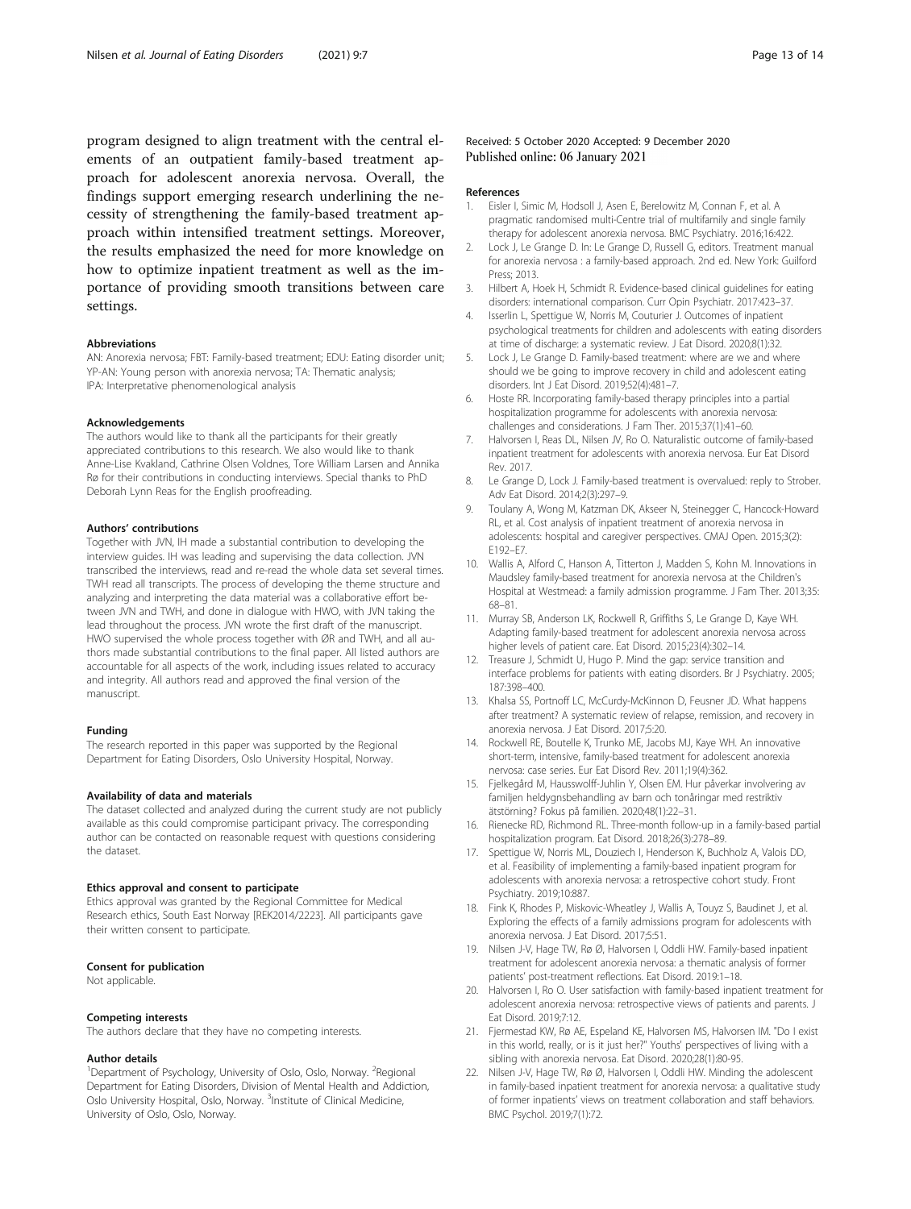program designed to align treatment with the central elements of an outpatient family-based treatment approach for adolescent anorexia nervosa. Overall, the findings support emerging research underlining the necessity of strengthening the family-based treatment approach within intensified treatment settings. Moreover, the results emphasized the need for more knowledge on how to optimize inpatient treatment as well as the importance of providing smooth transitions between care settings.

#### Abbreviations

AN: Anorexia nervosa; FBT: Family-based treatment; EDU: Eating disorder unit; YP-AN: Young person with anorexia nervosa; TA: Thematic analysis; IPA: Interpretative phenomenological analysis

#### Acknowledgements

The authors would like to thank all the participants for their greatly appreciated contributions to this research. We also would like to thank Anne-Lise Kvakland, Cathrine Olsen Voldnes, Tore William Larsen and Annika Rø for their contributions in conducting interviews. Special thanks to PhD Deborah Lynn Reas for the English proofreading.

#### Authors' contributions

Together with JVN, IH made a substantial contribution to developing the interview guides. IH was leading and supervising the data collection. JVN transcribed the interviews, read and re-read the whole data set several times. TWH read all transcripts. The process of developing the theme structure and analyzing and interpreting the data material was a collaborative effort between JVN and TWH, and done in dialogue with HWO, with JVN taking the lead throughout the process. JVN wrote the first draft of the manuscript. HWO supervised the whole process together with ØR and TWH, and all authors made substantial contributions to the final paper. All listed authors are accountable for all aspects of the work, including issues related to accuracy and integrity. All authors read and approved the final version of the manuscript.

#### Funding

The research reported in this paper was supported by the Regional Department for Eating Disorders, Oslo University Hospital, Norway.

#### Availability of data and materials

The dataset collected and analyzed during the current study are not publicly available as this could compromise participant privacy. The corresponding author can be contacted on reasonable request with questions considering the dataset.

#### Ethics approval and consent to participate

Ethics approval was granted by the Regional Committee for Medical Research ethics, South East Norway [REK2014/2223]. All participants gave their written consent to participate.

#### Consent for publication

Not applicable.

#### Competing interests

The authors declare that they have no competing interests.

#### Author details

[1]Department of Psychology, University of Oslo, Oslo, Norway. [2]Regional Department for Eating Disorders, Division of Mental Health and Addiction, Oslo University Hospital, Oslo, Norway. [3]Institute of Clinical Medicine, University of Oslo, Oslo, Norway.

Received: 5 October 2020 Accepted: 9 December 2020
Published online: 06 January 2021

#### References

1. Eisler I, Simic M, Hodsoll J, Asen E, Berelowitz M, Connan F, et al. A pragmatic randomised multi-Centre trial of multifamily and single family therapy for adolescent anorexia nervosa. BMC Psychiatry. 2016;16:422.
2. Lock J, Le Grange D. In: Le Grange D, Russell G, editors. Treatment manual for anorexia nervosa : a family-based approach. 2nd ed. New York: Guilford Press; 2013.
3. Hilbert A, Hoek H, Schmidt R. Evidence-based clinical guidelines for eating disorders: international comparison. Curr Opin Psychiatr. 2017:423–37.
4. Isserlin L, Spettigue W, Norris M, Couturier J. Outcomes of inpatient psychological treatments for children and adolescents with eating disorders at time of discharge: a systematic review. J Eat Disord. 2020;8(1):32.
5. Lock J, Le Grange D. Family-based treatment: where are we and where should we be going to improve recovery in child and adolescent eating disorders. Int J Eat Disord. 2019;52(4):481–7.
6. Hoste RR. Incorporating family-based therapy principles into a partial hospitalization programme for adolescents with anorexia nervosa: challenges and considerations. J Fam Ther. 2015;37(1):41–60.
7. Halvorsen I, Reas DL, Nilsen JV, Ro O. Naturalistic outcome of family-based inpatient treatment for adolescents with anorexia nervosa. Eur Eat Disord Rev. 2017.
8. Le Grange D, Lock J. Family-based treatment is overvalued: reply to Strober. Adv Eat Disord. 2014;2(3):297–9.
9. Toulany A, Wong M, Katzman DK, Akseer N, Steinegger C, Hancock-Howard RL, et al. Cost analysis of inpatient treatment of anorexia nervosa in adolescents: hospital and caregiver perspectives. CMAJ Open. 2015;3(2): E192–E7.
10. Wallis A, Alford C, Hanson A, Titterton J, Madden S, Kohn M. Innovations in Maudsley family-based treatment for anorexia nervosa at the Children's Hospital at Westmead: a family admission programme. J Fam Ther. 2013;35: 68–81.
11. Murray SB, Anderson LK, Rockwell R, Griffiths S, Le Grange D, Kaye WH. Adapting family-based treatment for adolescent anorexia nervosa across higher levels of patient care. Eat Disord. 2015;23(4):302–14.
12. Treasure J, Schmidt U, Hugo P. Mind the gap: service transition and interface problems for patients with eating disorders. Br J Psychiatry. 2005; 187:398–400.
13. Khalsa SS, Portnoff LC, McCurdy-McKinnon D, Feusner JD. What happens after treatment? A systematic review of relapse, remission, and recovery in anorexia nervosa. J Eat Disord. 2017;5:20.
14. Rockwell RE, Boutelle K, Trunko ME, Jacobs MJ, Kaye WH. An innovative short-term, intensive, family-based treatment for adolescent anorexia nervosa: case series. Eur Eat Disord Rev. 2011;19(4):362.
15. Fjelkegård M, Hausswolff-Juhlin Y, Olsen EM. Hur påverkar involvering av familjen heldygnsbehandling av barn och tonåringar med restriktiv ätstörning? Fokus på familien. 2020;48(1):22–31.
16. Rienecke RD, Richmond RL. Three-month follow-up in a family-based partial hospitalization program. Eat Disord. 2018;26(3):278–89.
17. Spettigue W, Norris ML, Douziech I, Henderson K, Buchholz A, Valois DD, et al. Feasibility of implementing a family-based inpatient program for adolescents with anorexia nervosa: a retrospective cohort study. Front Psychiatry. 2019;10:887.
18. Fink K, Rhodes P, Miskovic-Wheatley J, Wallis A, Touyz S, Baudinet J, et al. Exploring the effects of a family admissions program for adolescents with anorexia nervosa. J Eat Disord. 2017;5:51.
19. Nilsen J-V, Hage TW, Rø Ø, Halvorsen I, Oddli HW. Family-based inpatient treatment for adolescent anorexia nervosa: a thematic analysis of former patients' post-treatment reflections. Eat Disord. 2019:1–18.
20. Halvorsen I, Ro O. User satisfaction with family-based inpatient treatment for adolescent anorexia nervosa: retrospective views of patients and parents. J Eat Disord. 2019;7:12.
21. Fjermestad KW, Rø AE, Espeland KE, Halvorsen MS, Halvorsen IM. "Do I exist in this world, really, or is it just her?" Youths' perspectives of living with a sibling with anorexia nervosa. Eat Disord. 2020;28(1):80-95.
22. Nilsen J-V, Hage TW, Rø Ø, Halvorsen I, Oddli HW. Minding the adolescent in family-based inpatient treatment for anorexia nervosa: a qualitative study of former inpatients' views on treatment collaboration and staff behaviors. BMC Psychol. 2019;7(1):72.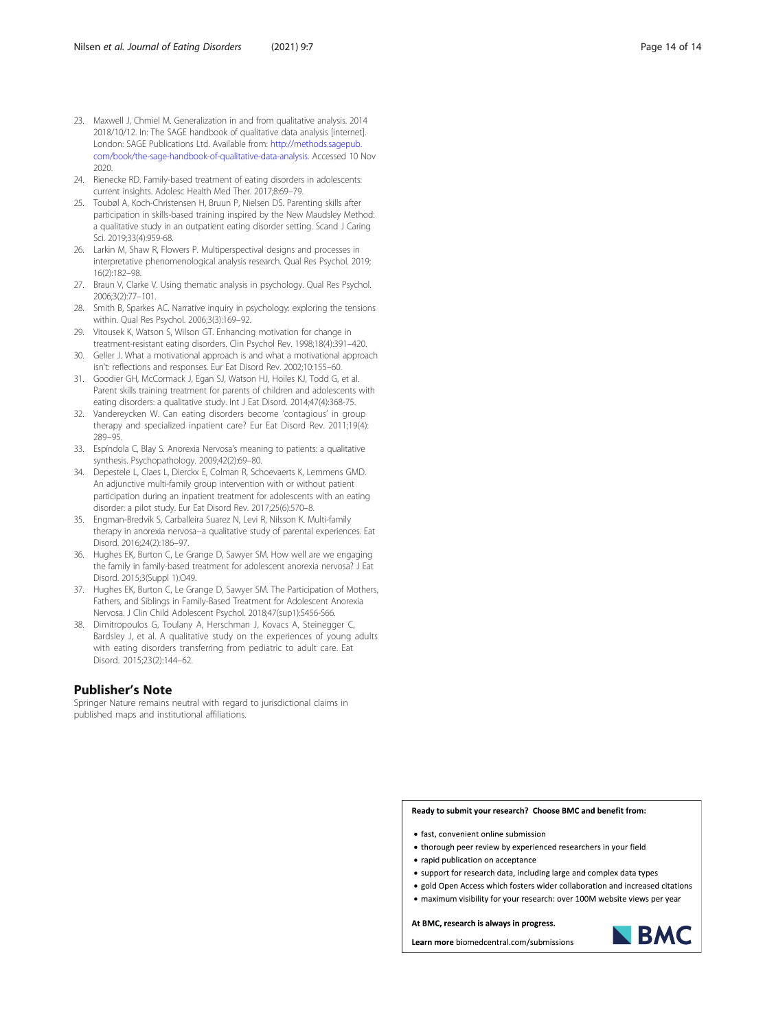23. Maxwell J, Chmiel M. Generalization in and from qualitative analysis. 2014 2018/10/12. In: The SAGE handbook of qualitative data analysis [internet]. London: SAGE Publications Ltd. Available from: http://methods.sagepub.com/book/the-sage-handbook-of-qualitative-data-analysis. Accessed 10 Nov 2020.
24. Rienecke RD. Family-based treatment of eating disorders in adolescents: current insights. Adolesc Health Med Ther. 2017;8:69–79.
25. Toubøl A, Koch-Christensen H, Bruun P, Nielsen DS. Parenting skills after participation in skills-based training inspired by the New Maudsley Method: a qualitative study in an outpatient eating disorder setting. Scand J Caring Sci. 2019;33(4):959-68.
26. Larkin M, Shaw R, Flowers P. Multiperspectival designs and processes in interpretative phenomenological analysis research. Qual Res Psychol. 2019; 16(2):182–98.
27. Braun V, Clarke V. Using thematic analysis in psychology. Qual Res Psychol. 2006;3(2):77–101.
28. Smith B, Sparkes AC. Narrative inquiry in psychology: exploring the tensions within. Qual Res Psychol. 2006;3(3):169–92.
29. Vitousek K, Watson S, Wilson GT. Enhancing motivation for change in treatment-resistant eating disorders. Clin Psychol Rev. 1998;18(4):391–420.
30. Geller J. What a motivational approach is and what a motivational approach isn't: reflections and responses. Eur Eat Disord Rev. 2002;10:155–60.
31. Goodier GH, McCormack J, Egan SJ, Watson HJ, Hoiles KJ, Todd G, et al. Parent skills training treatment for parents of children and adolescents with eating disorders: a qualitative study. Int J Eat Disord. 2014;47(4):368-75.
32. Vandereycken W. Can eating disorders become 'contagious' in group therapy and specialized inpatient care? Eur Eat Disord Rev. 2011;19(4): 289–95.
33. Espíndola C, Blay S. Anorexia Nervosa's meaning to patients: a qualitative synthesis. Psychopathology. 2009;42(2):69–80.
34. Depestele L, Claes L, Dierckx E, Colman R, Schoevaerts K, Lemmens GMD. An adjunctive multi-family group intervention with or without patient participation during an inpatient treatment for adolescents with an eating disorder: a pilot study. Eur Eat Disord Rev. 2017;25(6):570–8.
35. Engman-Bredvik S, Carballeira Suarez N, Levi R, Nilsson K. Multi-family therapy in anorexia nervosa--a qualitative study of parental experiences. Eat Disord. 2016;24(2):186–97.
36. Hughes EK, Burton C, Le Grange D, Sawyer SM. How well are we engaging the family in family-based treatment for adolescent anorexia nervosa? J Eat Disord. 2015;3(Suppl 1):O49.
37. Hughes EK, Burton C, Le Grange D, Sawyer SM. The Participation of Mothers, Fathers, and Siblings in Family-Based Treatment for Adolescent Anorexia Nervosa. J Clin Child Adolesc Psychol. 2018;47(sup1):S456-S66.
38. Dimitropoulos G, Toulany A, Herschman J, Kovacs A, Steinegger C, Bardsley J, et al. A qualitative study on the experiences of young adults with eating disorders transferring from pediatric to adult care. Eat Disord. 2015;23(2):144–62.

## Publisher's Note

Springer Nature remains neutral with regard to jurisdictional claims in published maps and institutional affiliations.

**Ready to submit your research? Choose BMC and benefit from:**

- fast, convenient online submission
- thorough peer review by experienced researchers in your field
- rapid publication on acceptance
- support for research data, including large and complex data types
- gold Open Access which fosters wider collaboration and increased citations
- maximum visibility for your research: over 100M website views per year

**At BMC, research is always in progress.**

**Learn more** biomedcentral.com/submissions

BMC